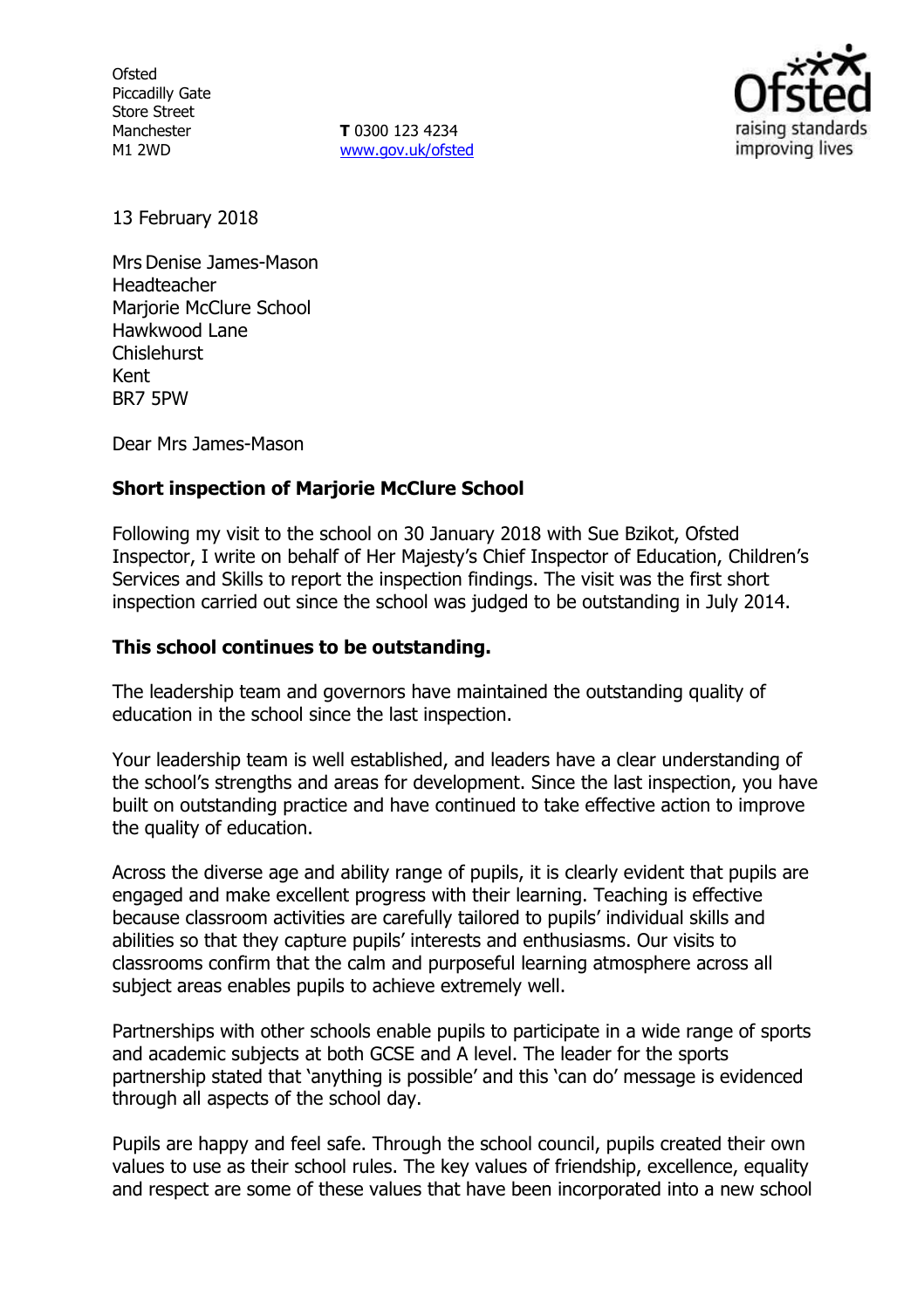Ofsted
Piccadilly Gate
Store Street
Manchester
M1 2WD

**T** 0300 123 4234
www.gov.uk/ofsted

13 February 2018

Mrs Denise James-Mason
Headteacher
Marjorie McClure School
Hawkwood Lane
Chislehurst
Kent
BR7 5PW

Dear Mrs James-Mason

**Short inspection of Marjorie McClure School**

Following my visit to the school on 30 January 2018 with Sue Bzikot, Ofsted Inspector, I write on behalf of Her Majesty's Chief Inspector of Education, Children's Services and Skills to report the inspection findings. The visit was the first short inspection carried out since the school was judged to be outstanding in July 2014.

**This school continues to be outstanding.**

The leadership team and governors have maintained the outstanding quality of education in the school since the last inspection.

Your leadership team is well established, and leaders have a clear understanding of the school's strengths and areas for development. Since the last inspection, you have built on outstanding practice and have continued to take effective action to improve the quality of education.

Across the diverse age and ability range of pupils, it is clearly evident that pupils are engaged and make excellent progress with their learning. Teaching is effective because classroom activities are carefully tailored to pupils' individual skills and abilities so that they capture pupils' interests and enthusiasms. Our visits to classrooms confirm that the calm and purposeful learning atmosphere across all subject areas enables pupils to achieve extremely well.

Partnerships with other schools enable pupils to participate in a wide range of sports and academic subjects at both GCSE and A level. The leader for the sports partnership stated that 'anything is possible' and this 'can do' message is evidenced through all aspects of the school day.

Pupils are happy and feel safe. Through the school council, pupils created their own values to use as their school rules. The key values of friendship, excellence, equality and respect are some of these values that have been incorporated into a new school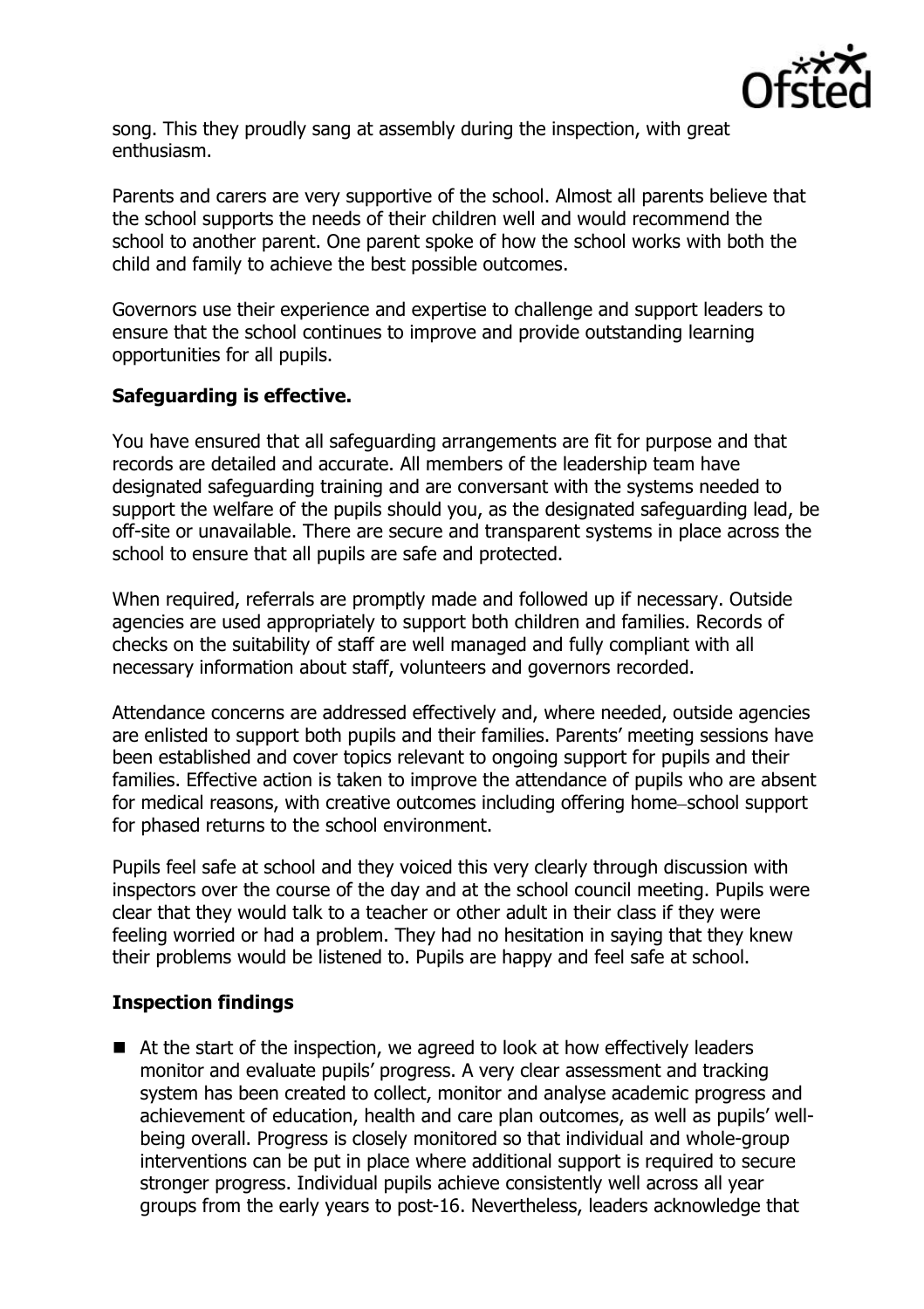song. This they proudly sang at assembly during the inspection, with great enthusiasm.

Parents and carers are very supportive of the school. Almost all parents believe that the school supports the needs of their children well and would recommend the school to another parent. One parent spoke of how the school works with both the child and family to achieve the best possible outcomes.

Governors use their experience and expertise to challenge and support leaders to ensure that the school continues to improve and provide outstanding learning opportunities for all pupils.

## Safeguarding is effective.

You have ensured that all safeguarding arrangements are fit for purpose and that records are detailed and accurate. All members of the leadership team have designated safeguarding training and are conversant with the systems needed to support the welfare of the pupils should you, as the designated safeguarding lead, be off-site or unavailable. There are secure and transparent systems in place across the school to ensure that all pupils are safe and protected.

When required, referrals are promptly made and followed up if necessary. Outside agencies are used appropriately to support both children and families. Records of checks on the suitability of staff are well managed and fully compliant with all necessary information about staff, volunteers and governors recorded.

Attendance concerns are addressed effectively and, where needed, outside agencies are enlisted to support both pupils and their families. Parents' meeting sessions have been established and cover topics relevant to ongoing support for pupils and their families. Effective action is taken to improve the attendance of pupils who are absent for medical reasons, with creative outcomes including offering home–school support for phased returns to the school environment.

Pupils feel safe at school and they voiced this very clearly through discussion with inspectors over the course of the day and at the school council meeting. Pupils were clear that they would talk to a teacher or other adult in their class if they were feeling worried or had a problem. They had no hesitation in saying that they knew their problems would be listened to. Pupils are happy and feel safe at school.

## Inspection findings

- At the start of the inspection, we agreed to look at how effectively leaders monitor and evaluate pupils' progress. A very clear assessment and tracking system has been created to collect, monitor and analyse academic progress and achievement of education, health and care plan outcomes, as well as pupils' well-being overall. Progress is closely monitored so that individual and whole-group interventions can be put in place where additional support is required to secure stronger progress. Individual pupils achieve consistently well across all year groups from the early years to post-16. Nevertheless, leaders acknowledge that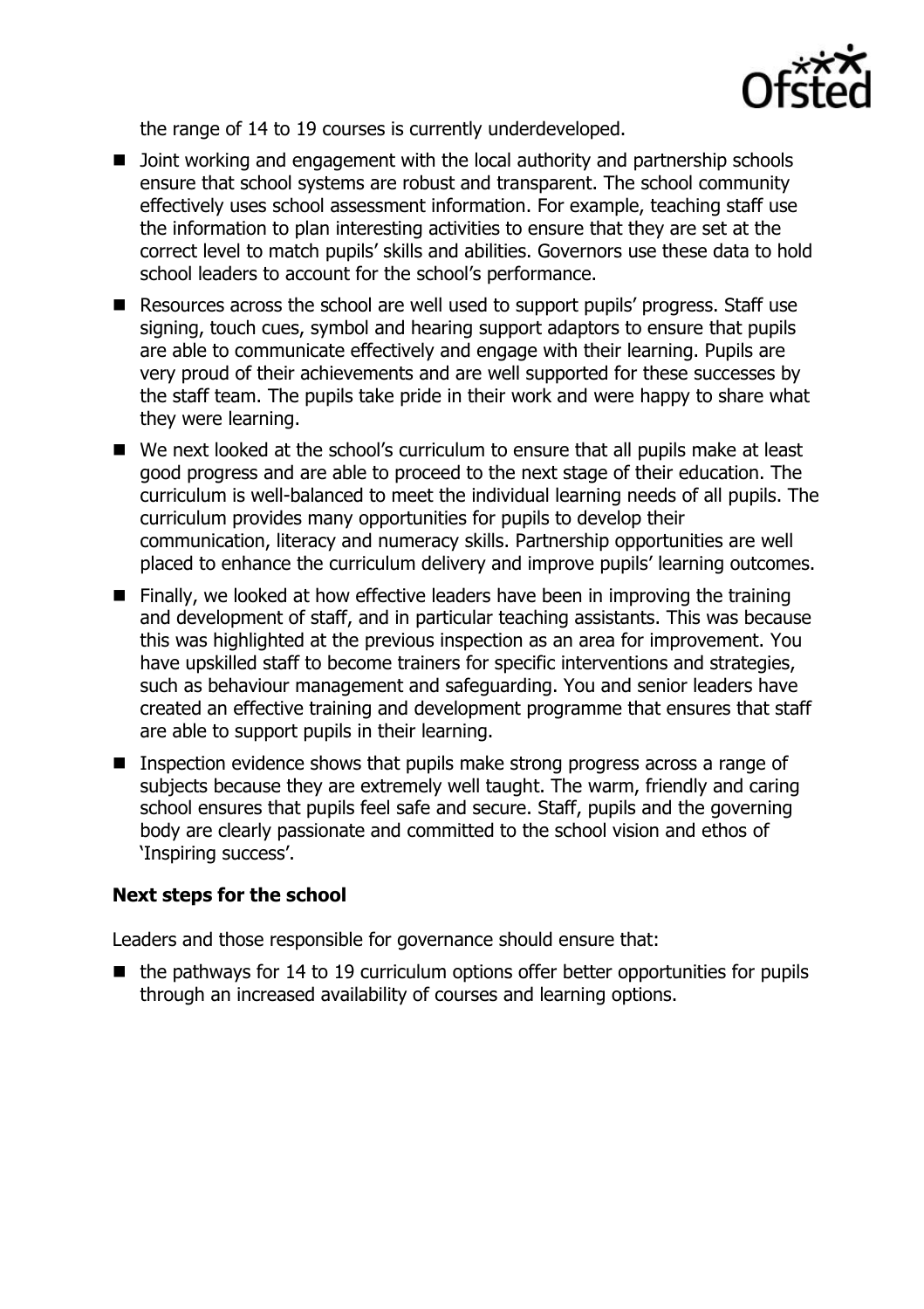the range of 14 to 19 courses is currently underdeveloped.

- Joint working and engagement with the local authority and partnership schools ensure that school systems are robust and transparent. The school community effectively uses school assessment information. For example, teaching staff use the information to plan interesting activities to ensure that they are set at the correct level to match pupils' skills and abilities. Governors use these data to hold school leaders to account for the school's performance.
- Resources across the school are well used to support pupils' progress. Staff use signing, touch cues, symbol and hearing support adaptors to ensure that pupils are able to communicate effectively and engage with their learning. Pupils are very proud of their achievements and are well supported for these successes by the staff team. The pupils take pride in their work and were happy to share what they were learning.
- We next looked at the school's curriculum to ensure that all pupils make at least good progress and are able to proceed to the next stage of their education. The curriculum is well-balanced to meet the individual learning needs of all pupils. The curriculum provides many opportunities for pupils to develop their communication, literacy and numeracy skills. Partnership opportunities are well placed to enhance the curriculum delivery and improve pupils' learning outcomes.
- Finally, we looked at how effective leaders have been in improving the training and development of staff, and in particular teaching assistants. This was because this was highlighted at the previous inspection as an area for improvement. You have upskilled staff to become trainers for specific interventions and strategies, such as behaviour management and safeguarding. You and senior leaders have created an effective training and development programme that ensures that staff are able to support pupils in their learning.
- Inspection evidence shows that pupils make strong progress across a range of subjects because they are extremely well taught. The warm, friendly and caring school ensures that pupils feel safe and secure. Staff, pupils and the governing body are clearly passionate and committed to the school vision and ethos of 'Inspiring success'.

### Next steps for the school

Leaders and those responsible for governance should ensure that:

- the pathways for 14 to 19 curriculum options offer better opportunities for pupils through an increased availability of courses and learning options.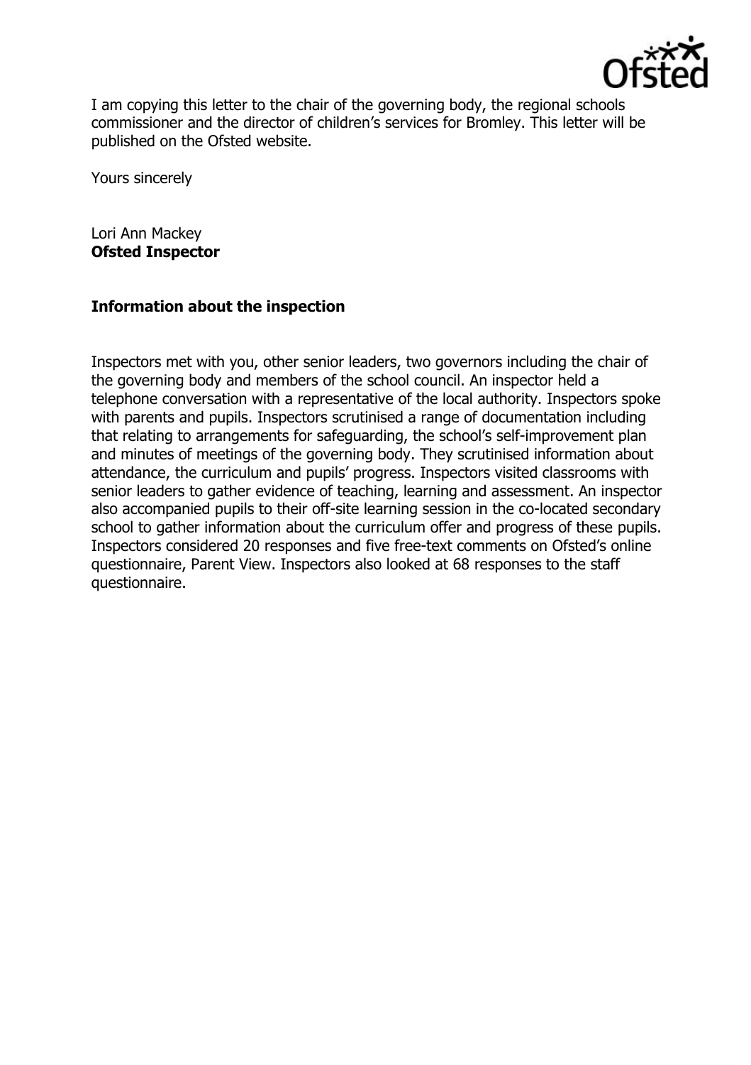I am copying this letter to the chair of the governing body, the regional schools commissioner and the director of children's services for Bromley. This letter will be published on the Ofsted website.

Yours sincerely

Lori Ann Mackey
**Ofsted Inspector**

## Information about the inspection

Inspectors met with you, other senior leaders, two governors including the chair of the governing body and members of the school council. An inspector held a telephone conversation with a representative of the local authority. Inspectors spoke with parents and pupils. Inspectors scrutinised a range of documentation including that relating to arrangements for safeguarding, the school's self-improvement plan and minutes of meetings of the governing body. They scrutinised information about attendance, the curriculum and pupils' progress. Inspectors visited classrooms with senior leaders to gather evidence of teaching, learning and assessment. An inspector also accompanied pupils to their off-site learning session in the co-located secondary school to gather information about the curriculum offer and progress of these pupils. Inspectors considered 20 responses and five free-text comments on Ofsted's online questionnaire, Parent View. Inspectors also looked at 68 responses to the staff questionnaire.